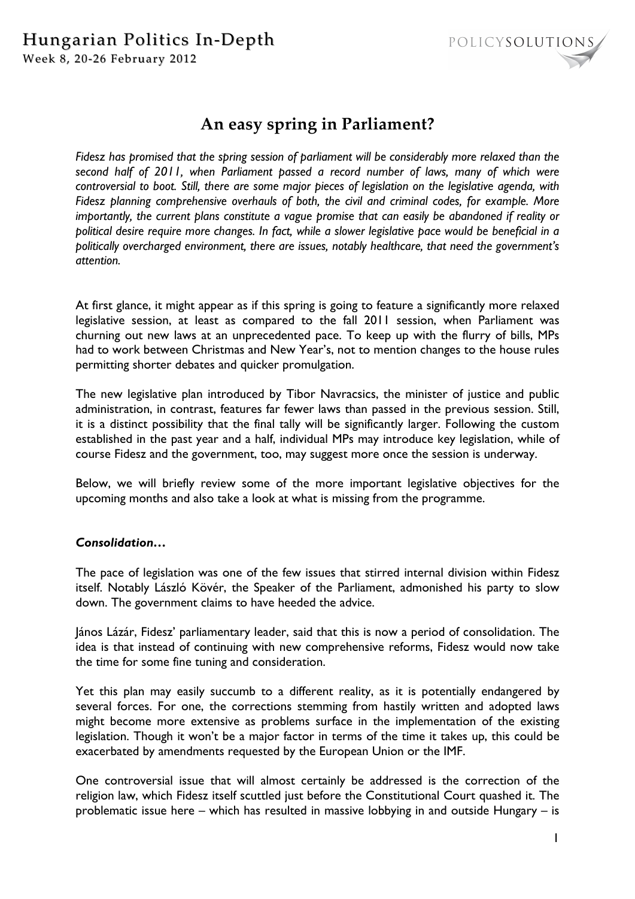# An easy spring in Parliament?

*Fidesz has promised that the spring session of parliament will be considerably more relaxed than the second half of 2011, when Parliament passed a record number of laws, many of which were controversial to boot. Still, there are some major pieces of legislation on the legislative agenda, with Fidesz planning comprehensive overhauls of both, the civil and criminal codes, for example. More importantly, the current plans constitute a vague promise that can easily be abandoned if reality or political desire require more changes. In fact, while a slower legislative pace would be beneficial in a politically overcharged environment, there are issues, notably healthcare, that need the government's attention.*

At first glance, it might appear as if this spring is going to feature a significantly more relaxed legislative session, at least as compared to the fall 2011 session, when Parliament was churning out new laws at an unprecedented pace. To keep up with the flurry of bills, MPs had to work between Christmas and New Year's, not to mention changes to the house rules permitting shorter debates and quicker promulgation.

The new legislative plan introduced by Tibor Navracsics, the minister of justice and public administration, in contrast, features far fewer laws than passed in the previous session. Still, it is a distinct possibility that the final tally will be significantly larger. Following the custom established in the past year and a half, individual MPs may introduce key legislation, while of course Fidesz and the government, too, may suggest more once the session is underway.

Below, we will briefly review some of the more important legislative objectives for the upcoming months and also take a look at what is missing from the programme.

### *Consolidation…*

The pace of legislation was one of the few issues that stirred internal division within Fidesz itself. Notably László Kövér, the Speaker of the Parliament, admonished his party to slow down. The government claims to have heeded the advice.

János Lázár, Fidesz' parliamentary leader, said that this is now a period of consolidation. The idea is that instead of continuing with new comprehensive reforms, Fidesz would now take the time for some fine tuning and consideration.

Yet this plan may easily succumb to a different reality, as it is potentially endangered by several forces. For one, the corrections stemming from hastily written and adopted laws might become more extensive as problems surface in the implementation of the existing legislation. Though it won't be a major factor in terms of the time it takes up, this could be exacerbated by amendments requested by the European Union or the IMF.

One controversial issue that will almost certainly be addressed is the correction of the religion law, which Fidesz itself scuttled just before the Constitutional Court quashed it. The problematic issue here – which has resulted in massive lobbying in and outside Hungary – is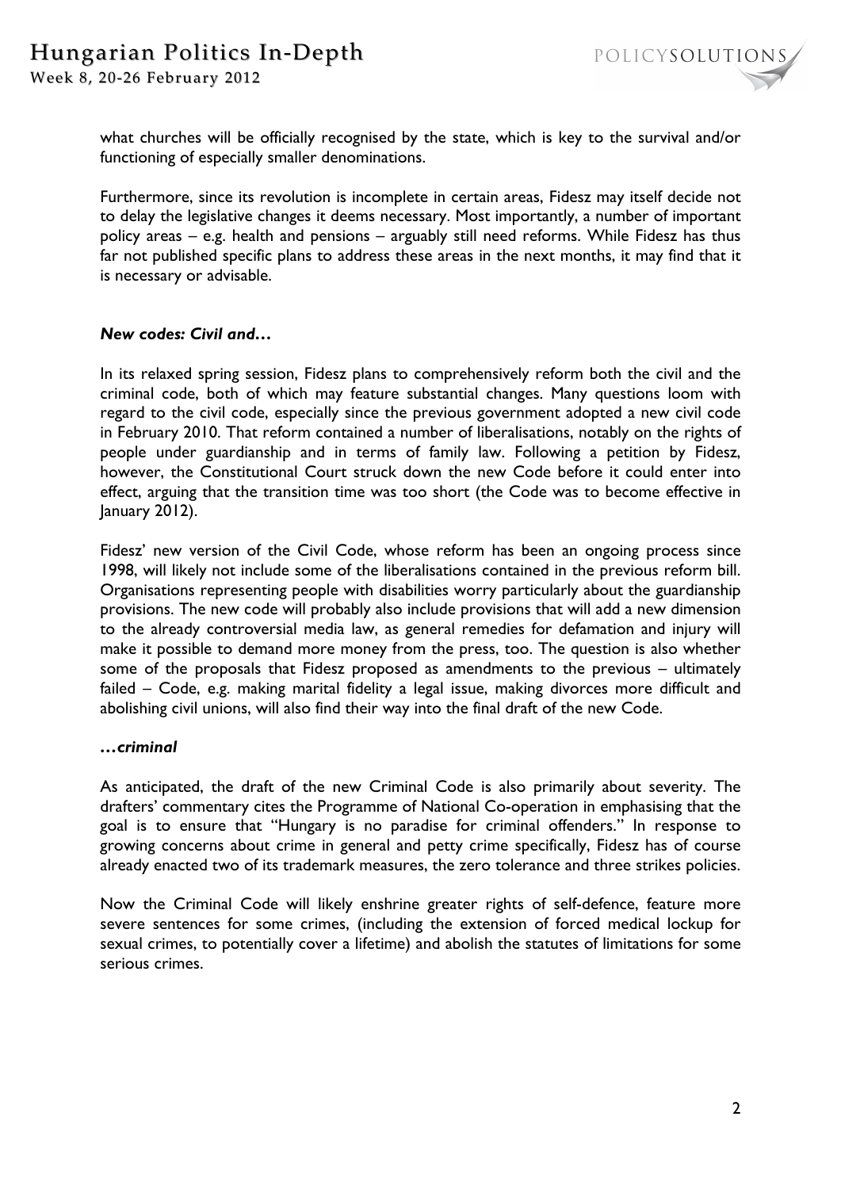what churches will be officially recognised by the state, which is key to the survival and/or functioning of especially smaller denominations.

Furthermore, since its revolution is incomplete in certain areas, Fidesz may itself decide not to delay the legislative changes it deems necessary. Most importantly, a number of important policy areas – e.g. health and pensions – arguably still need reforms. While Fidesz has thus far not published specific plans to address these areas in the next months, it may find that it is necessary or advisable.

***New codes: Civil and…***

In its relaxed spring session, Fidesz plans to comprehensively reform both the civil and the criminal code, both of which may feature substantial changes. Many questions loom with regard to the civil code, especially since the previous government adopted a new civil code in February 2010. That reform contained a number of liberalisations, notably on the rights of people under guardianship and in terms of family law. Following a petition by Fidesz, however, the Constitutional Court struck down the new Code before it could enter into effect, arguing that the transition time was too short (the Code was to become effective in January 2012).

Fidesz' new version of the Civil Code, whose reform has been an ongoing process since 1998, will likely not include some of the liberalisations contained in the previous reform bill. Organisations representing people with disabilities worry particularly about the guardianship provisions. The new code will probably also include provisions that will add a new dimension to the already controversial media law, as general remedies for defamation and injury will make it possible to demand more money from the press, too. The question is also whether some of the proposals that Fidesz proposed as amendments to the previous – ultimately failed – Code, e.g. making marital fidelity a legal issue, making divorces more difficult and abolishing civil unions, will also find their way into the final draft of the new Code.

***…criminal***

As anticipated, the draft of the new Criminal Code is also primarily about severity. The drafters' commentary cites the Programme of National Co-operation in emphasising that the goal is to ensure that "Hungary is no paradise for criminal offenders." In response to growing concerns about crime in general and petty crime specifically, Fidesz has of course already enacted two of its trademark measures, the zero tolerance and three strikes policies.

Now the Criminal Code will likely enshrine greater rights of self-defence, feature more severe sentences for some crimes, (including the extension of forced medical lockup for sexual crimes, to potentially cover a lifetime) and abolish the statutes of limitations for some serious crimes.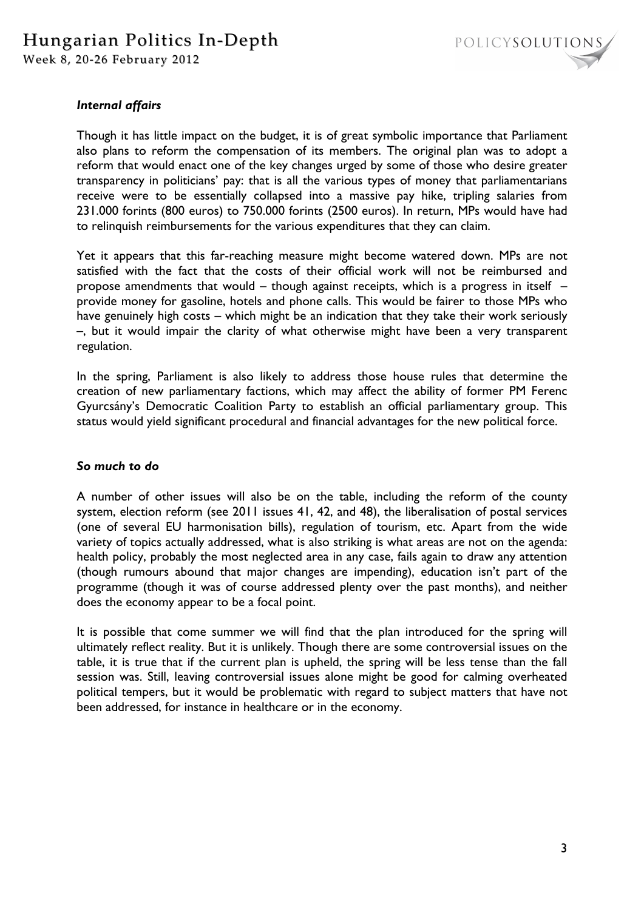### *Internal affairs*

Though it has little impact on the budget, it is of great symbolic importance that Parliament also plans to reform the compensation of its members. The original plan was to adopt a reform that would enact one of the key changes urged by some of those who desire greater transparency in politicians' pay: that is all the various types of money that parliamentarians receive were to be essentially collapsed into a massive pay hike, tripling salaries from 231.000 forints (800 euros) to 750.000 forints (2500 euros). In return, MPs would have had to relinquish reimbursements for the various expenditures that they can claim.

Yet it appears that this far-reaching measure might become watered down. MPs are not satisfied with the fact that the costs of their official work will not be reimbursed and propose amendments that would – though against receipts, which is a progress in itself – provide money for gasoline, hotels and phone calls. This would be fairer to those MPs who have genuinely high costs – which might be an indication that they take their work seriously –, but it would impair the clarity of what otherwise might have been a very transparent regulation.

In the spring, Parliament is also likely to address those house rules that determine the creation of new parliamentary factions, which may affect the ability of former PM Ferenc Gyurcsány's Democratic Coalition Party to establish an official parliamentary group. This status would yield significant procedural and financial advantages for the new political force.

### *So much to do*

A number of other issues will also be on the table, including the reform of the county system, election reform (see 2011 issues 41, 42, and 48), the liberalisation of postal services (one of several EU harmonisation bills), regulation of tourism, etc. Apart from the wide variety of topics actually addressed, what is also striking is what areas are not on the agenda: health policy, probably the most neglected area in any case, fails again to draw any attention (though rumours abound that major changes are impending), education isn't part of the programme (though it was of course addressed plenty over the past months), and neither does the economy appear to be a focal point.

It is possible that come summer we will find that the plan introduced for the spring will ultimately reflect reality. But it is unlikely. Though there are some controversial issues on the table, it is true that if the current plan is upheld, the spring will be less tense than the fall session was. Still, leaving controversial issues alone might be good for calming overheated political tempers, but it would be problematic with regard to subject matters that have not been addressed, for instance in healthcare or in the economy.